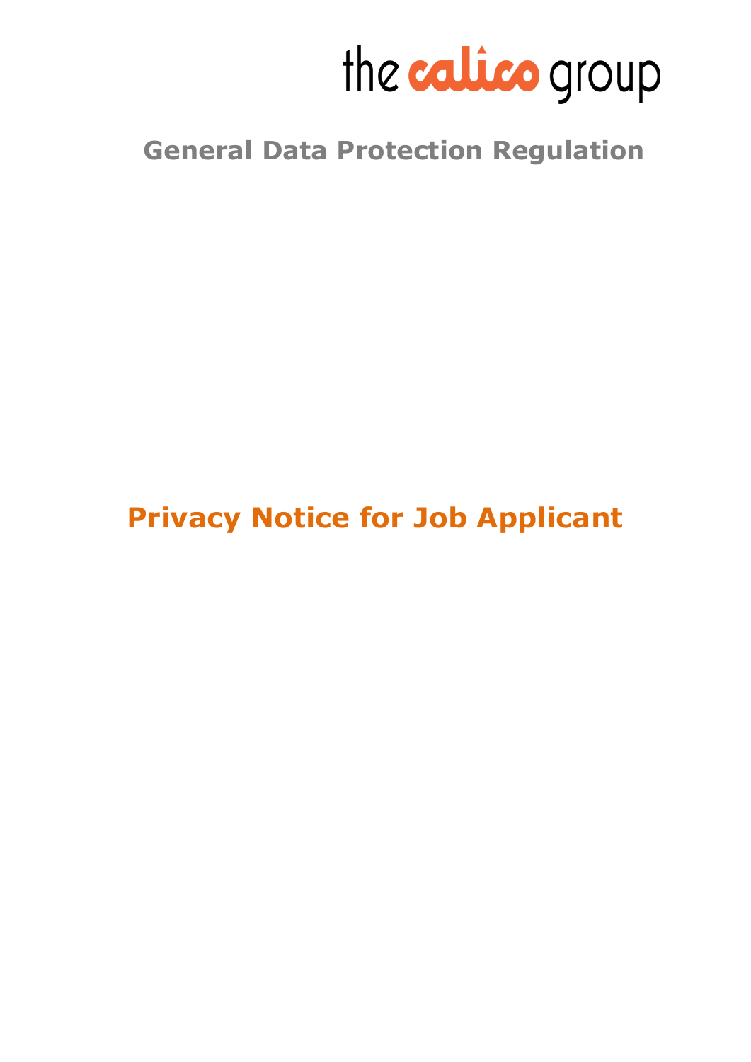the calico group

## General Data Protection Regulation

# Privacy Notice for Job Applicant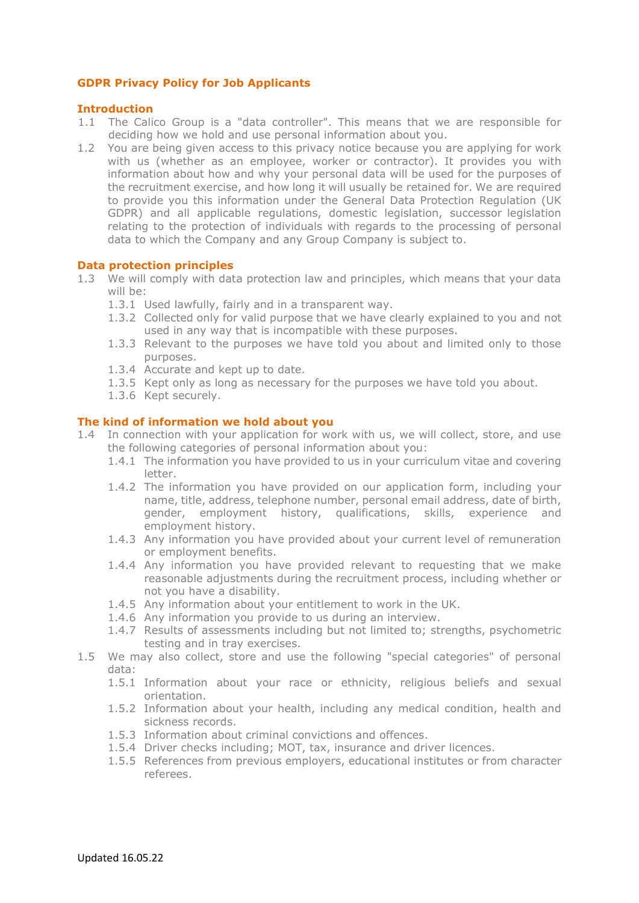## GDPR Privacy Policy for Job Applicants

### Introduction

1.1 The Calico Group is a "data controller". This means that we are responsible for deciding how we hold and use personal information about you.

1.2 You are being given access to this privacy notice because you are applying for work with us (whether as an employee, worker or contractor). It provides you with information about how and why your personal data will be used for the purposes of the recruitment exercise, and how long it will usually be retained for. We are required to provide you this information under the General Data Protection Regulation (UK GDPR) and all applicable regulations, domestic legislation, successor legislation relating to the protection of individuals with regards to the processing of personal data to which the Company and any Group Company is subject to.

### Data protection principles

1.3 We will comply with data protection law and principles, which means that your data will be:

- 1.3.1 Used lawfully, fairly and in a transparent way.
- 1.3.2 Collected only for valid purpose that we have clearly explained to you and not used in any way that is incompatible with these purposes.
- 1.3.3 Relevant to the purposes we have told you about and limited only to those purposes.
- 1.3.4 Accurate and kept up to date.
- 1.3.5 Kept only as long as necessary for the purposes we have told you about.
- 1.3.6 Kept securely.

### The kind of information we hold about you

1.4 In connection with your application for work with us, we will collect, store, and use the following categories of personal information about you:

- 1.4.1 The information you have provided to us in your curriculum vitae and covering letter.
- 1.4.2 The information you have provided on our application form, including your name, title, address, telephone number, personal email address, date of birth, gender, employment history, qualifications, skills, experience and employment history.
- 1.4.3 Any information you have provided about your current level of remuneration or employment benefits.
- 1.4.4 Any information you have provided relevant to requesting that we make reasonable adjustments during the recruitment process, including whether or not you have a disability.
- 1.4.5 Any information about your entitlement to work in the UK.
- 1.4.6 Any information you provide to us during an interview.
- 1.4.7 Results of assessments including but not limited to; strengths, psychometric testing and in tray exercises.

1.5 We may also collect, store and use the following "special categories" of personal data:

- 1.5.1 Information about your race or ethnicity, religious beliefs and sexual orientation.
- 1.5.2 Information about your health, including any medical condition, health and sickness records.
- 1.5.3 Information about criminal convictions and offences.
- 1.5.4 Driver checks including; MOT, tax, insurance and driver licences.
- 1.5.5 References from previous employers, educational institutes or from character referees.

Updated 16.05.22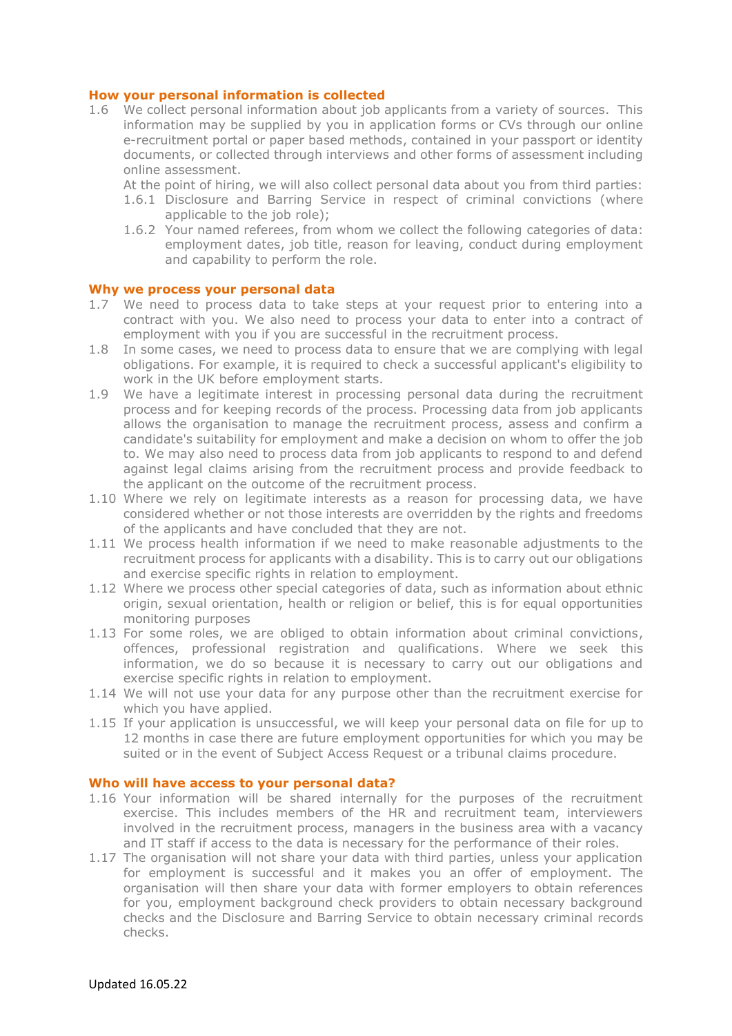### How your personal information is collected

1.6 We collect personal information about job applicants from a variety of sources. This information may be supplied by you in application forms or CVs through our online e-recruitment portal or paper based methods, contained in your passport or identity documents, or collected through interviews and other forms of assessment including online assessment.

At the point of hiring, we will also collect personal data about you from third parties:

1.6.1 Disclosure and Barring Service in respect of criminal convictions (where applicable to the job role);

1.6.2 Your named referees, from whom we collect the following categories of data: employment dates, job title, reason for leaving, conduct during employment and capability to perform the role.

### Why we process your personal data

1.7 We need to process data to take steps at your request prior to entering into a contract with you. We also need to process your data to enter into a contract of employment with you if you are successful in the recruitment process.

1.8 In some cases, we need to process data to ensure that we are complying with legal obligations. For example, it is required to check a successful applicant's eligibility to work in the UK before employment starts.

1.9 We have a legitimate interest in processing personal data during the recruitment process and for keeping records of the process. Processing data from job applicants allows the organisation to manage the recruitment process, assess and confirm a candidate's suitability for employment and make a decision on whom to offer the job to. We may also need to process data from job applicants to respond to and defend against legal claims arising from the recruitment process and provide feedback to the applicant on the outcome of the recruitment process.

1.10 Where we rely on legitimate interests as a reason for processing data, we have considered whether or not those interests are overridden by the rights and freedoms of the applicants and have concluded that they are not.

1.11 We process health information if we need to make reasonable adjustments to the recruitment process for applicants with a disability. This is to carry out our obligations and exercise specific rights in relation to employment.

1.12 Where we process other special categories of data, such as information about ethnic origin, sexual orientation, health or religion or belief, this is for equal opportunities monitoring purposes

1.13 For some roles, we are obliged to obtain information about criminal convictions, offences, professional registration and qualifications. Where we seek this information, we do so because it is necessary to carry out our obligations and exercise specific rights in relation to employment.

1.14 We will not use your data for any purpose other than the recruitment exercise for which you have applied.

1.15 If your application is unsuccessful, we will keep your personal data on file for up to 12 months in case there are future employment opportunities for which you may be suited or in the event of Subject Access Request or a tribunal claims procedure.

### Who will have access to your personal data?

1.16 Your information will be shared internally for the purposes of the recruitment exercise. This includes members of the HR and recruitment team, interviewers involved in the recruitment process, managers in the business area with a vacancy and IT staff if access to the data is necessary for the performance of their roles.

1.17 The organisation will not share your data with third parties, unless your application for employment is successful and it makes you an offer of employment. The organisation will then share your data with former employers to obtain references for you, employment background check providers to obtain necessary background checks and the Disclosure and Barring Service to obtain necessary criminal records checks.

Updated 16.05.22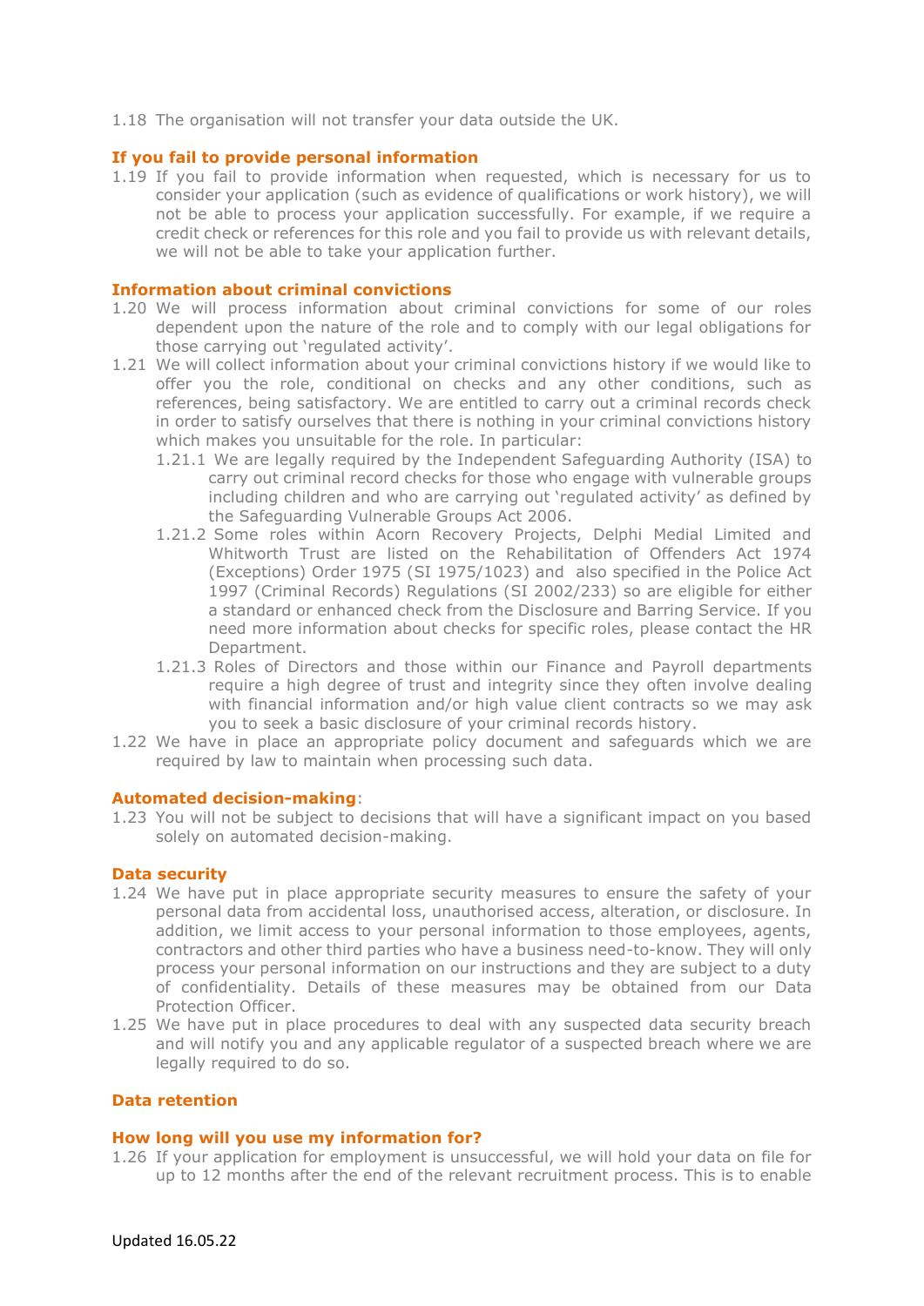1.18 The organisation will not transfer your data outside the UK.

**If you fail to provide personal information**

1.19 If you fail to provide information when requested, which is necessary for us to consider your application (such as evidence of qualifications or work history), we will not be able to process your application successfully. For example, if we require a credit check or references for this role and you fail to provide us with relevant details, we will not be able to take your application further.

**Information about criminal convictions**

1.20 We will process information about criminal convictions for some of our roles dependent upon the nature of the role and to comply with our legal obligations for those carrying out 'regulated activity'.

1.21 We will collect information about your criminal convictions history if we would like to offer you the role, conditional on checks and any other conditions, such as references, being satisfactory. We are entitled to carry out a criminal records check in order to satisfy ourselves that there is nothing in your criminal convictions history which makes you unsuitable for the role. In particular:

1.21.1 We are legally required by the Independent Safeguarding Authority (ISA) to carry out criminal record checks for those who engage with vulnerable groups including children and who are carrying out 'regulated activity' as defined by the Safeguarding Vulnerable Groups Act 2006.

1.21.2 Some roles within Acorn Recovery Projects, Delphi Medial Limited and Whitworth Trust are listed on the Rehabilitation of Offenders Act 1974 (Exceptions) Order 1975 (SI 1975/1023) and also specified in the Police Act 1997 (Criminal Records) Regulations (SI 2002/233) so are eligible for either a standard or enhanced check from the Disclosure and Barring Service. If you need more information about checks for specific roles, please contact the HR Department.

1.21.3 Roles of Directors and those within our Finance and Payroll departments require a high degree of trust and integrity since they often involve dealing with financial information and/or high value client contracts so we may ask you to seek a basic disclosure of your criminal records history.

1.22 We have in place an appropriate policy document and safeguards which we are required by law to maintain when processing such data.

**Automated decision-making**:

1.23 You will not be subject to decisions that will have a significant impact on you based solely on automated decision-making.

**Data security**

1.24 We have put in place appropriate security measures to ensure the safety of your personal data from accidental loss, unauthorised access, alteration, or disclosure. In addition, we limit access to your personal information to those employees, agents, contractors and other third parties who have a business need-to-know. They will only process your personal information on our instructions and they are subject to a duty of confidentiality. Details of these measures may be obtained from our Data Protection Officer.

1.25 We have put in place procedures to deal with any suspected data security breach and will notify you and any applicable regulator of a suspected breach where we are legally required to do so.

**Data retention**

**How long will you use my information for?**

1.26 If your application for employment is unsuccessful, we will hold your data on file for up to 12 months after the end of the relevant recruitment process. This is to enable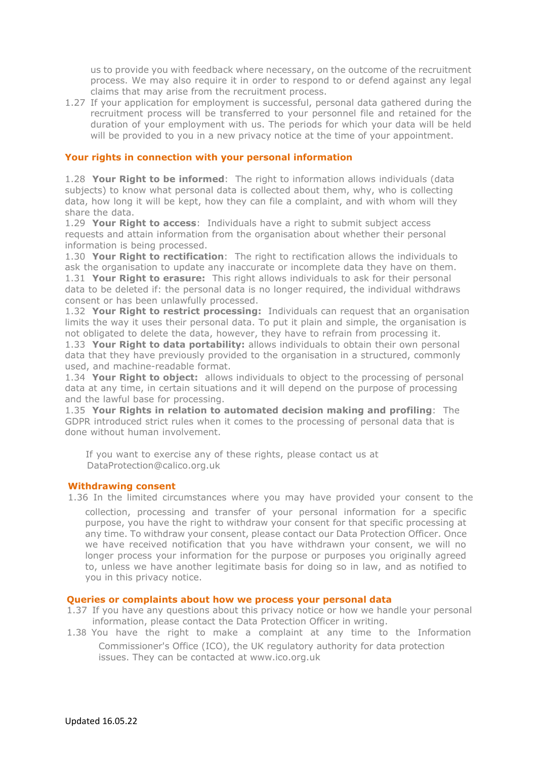us to provide you with feedback where necessary, on the outcome of the recruitment process. We may also require it in order to respond to or defend against any legal claims that may arise from the recruitment process.

1.27 If your application for employment is successful, personal data gathered during the recruitment process will be transferred to your personnel file and retained for the duration of your employment with us. The periods for which your data will be held will be provided to you in a new privacy notice at the time of your appointment.

## Your rights in connection with your personal information

1.28 **Your Right to be informed**: The right to information allows individuals (data subjects) to know what personal data is collected about them, why, who is collecting data, how long it will be kept, how they can file a complaint, and with whom will they share the data.

1.29 **Your Right to access**: Individuals have a right to submit subject access requests and attain information from the organisation about whether their personal information is being processed.

1.30 **Your Right to rectification**: The right to rectification allows the individuals to ask the organisation to update any inaccurate or incomplete data they have on them.

1.31 **Your Right to erasure:** This right allows individuals to ask for their personal data to be deleted if: the personal data is no longer required, the individual withdraws consent or has been unlawfully processed.

1.32 **Your Right to restrict processing:** Individuals can request that an organisation limits the way it uses their personal data. To put it plain and simple, the organisation is not obligated to delete the data, however, they have to refrain from processing it.

1.33 **Your Right to data portability:** allows individuals to obtain their own personal data that they have previously provided to the organisation in a structured, commonly used, and machine-readable format.

1.34 **Your Right to object:** allows individuals to object to the processing of personal data at any time, in certain situations and it will depend on the purpose of processing and the lawful base for processing.

1.35 **Your Rights in relation to automated decision making and profiling**: The GDPR introduced strict rules when it comes to the processing of personal data that is done without human involvement.

If you want to exercise any of these rights, please contact us at DataProtection@calico.org.uk

## Withdrawing consent

1.36 In the limited circumstances where you may have provided your consent to the collection, processing and transfer of your personal information for a specific purpose, you have the right to withdraw your consent for that specific processing at any time. To withdraw your consent, please contact our Data Protection Officer. Once we have received notification that you have withdrawn your consent, we will no longer process your information for the purpose or purposes you originally agreed to, unless we have another legitimate basis for doing so in law, and as notified to you in this privacy notice.

## Queries or complaints about how we process your personal data

1.37 If you have any questions about this privacy notice or how we handle your personal information, please contact the Data Protection Officer in writing.

1.38 You have the right to make a complaint at any time to the Information Commissioner's Office (ICO), the UK regulatory authority for data protection issues. They can be contacted at www.ico.org.uk

Updated 16.05.22